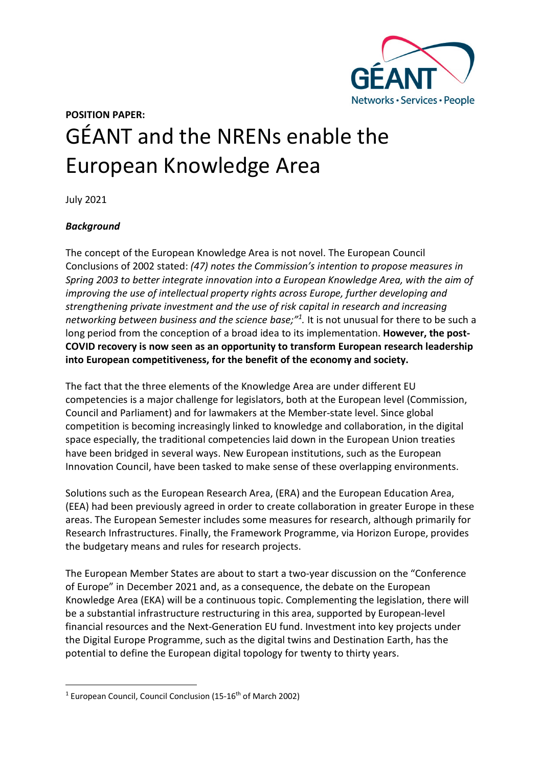**POSITION PAPER:**

# GÉANT and the NRENs enable the European Knowledge Area

July 2021

### *Background*

The concept of the European Knowledge Area is not novel. The European Council Conclusions of 2002 stated: *(47) notes the Commission's intention to propose measures in Spring 2003 to better integrate innovation into a European Knowledge Area, with the aim of improving the use of intellectual property rights across Europe, further developing and strengthening private investment and the use of risk capital in research and increasing networking between business and the science base;"[1].* It is not unusual for there to be such a long period from the conception of a broad idea to its implementation. **However, the post-COVID recovery is now seen as an opportunity to transform European research leadership into European competitiveness, for the benefit of the economy and society.**

The fact that the three elements of the Knowledge Area are under different EU competencies is a major challenge for legislators, both at the European level (Commission, Council and Parliament) and for lawmakers at the Member-state level. Since global competition is becoming increasingly linked to knowledge and collaboration, in the digital space especially, the traditional competencies laid down in the European Union treaties have been bridged in several ways. New European institutions, such as the European Innovation Council, have been tasked to make sense of these overlapping environments.

Solutions such as the European Research Area, (ERA) and the European Education Area, (EEA) had been previously agreed in order to create collaboration in greater Europe in these areas. The European Semester includes some measures for research, although primarily for Research Infrastructures. Finally, the Framework Programme, via Horizon Europe, provides the budgetary means and rules for research projects.

The European Member States are about to start a two-year discussion on the "Conference of Europe" in December 2021 and, as a consequence, the debate on the European Knowledge Area (EKA) will be a continuous topic. Complementing the legislation, there will be a substantial infrastructure restructuring in this area, supported by European-level financial resources and the Next-Generation EU fund. Investment into key projects under the Digital Europe Programme, such as the digital twins and Destination Earth, has the potential to define the European digital topology for twenty to thirty years.

---

[1] European Council, Council Conclusion (15-16th of March 2002)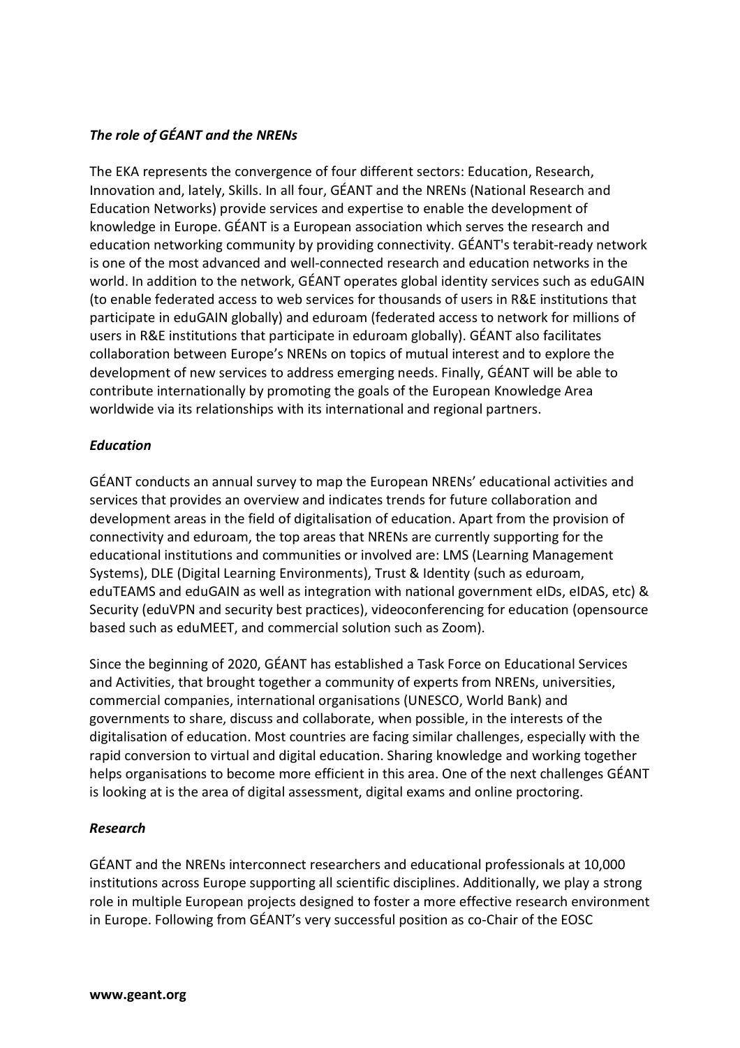### *The role of GÉANT and the NRENs*

The EKA represents the convergence of four different sectors: Education, Research, Innovation and, lately, Skills. In all four, GÉANT and the NRENs (National Research and Education Networks) provide services and expertise to enable the development of knowledge in Europe. GÉANT is a European association which serves the research and education networking community by providing connectivity. GÉANT's terabit-ready network is one of the most advanced and well-connected research and education networks in the world. In addition to the network, GÉANT operates global identity services such as eduGAIN (to enable federated access to web services for thousands of users in R&E institutions that participate in eduGAIN globally) and eduroam (federated access to network for millions of users in R&E institutions that participate in eduroam globally). GÉANT also facilitates collaboration between Europe's NRENs on topics of mutual interest and to explore the development of new services to address emerging needs. Finally, GÉANT will be able to contribute internationally by promoting the goals of the European Knowledge Area worldwide via its relationships with its international and regional partners.

### *Education*

GÉANT conducts an annual survey to map the European NRENs' educational activities and services that provides an overview and indicates trends for future collaboration and development areas in the field of digitalisation of education. Apart from the provision of connectivity and eduroam, the top areas that NRENs are currently supporting for the educational institutions and communities or involved are: LMS (Learning Management Systems), DLE (Digital Learning Environments), Trust & Identity (such as eduroam, eduTEAMS and eduGAIN as well as integration with national government eIDs, eIDAS, etc) & Security (eduVPN and security best practices), videoconferencing for education (opensource based such as eduMEET, and commercial solution such as Zoom).

Since the beginning of 2020, GÉANT has established a Task Force on Educational Services and Activities, that brought together a community of experts from NRENs, universities, commercial companies, international organisations (UNESCO, World Bank) and governments to share, discuss and collaborate, when possible, in the interests of the digitalisation of education. Most countries are facing similar challenges, especially with the rapid conversion to virtual and digital education. Sharing knowledge and working together helps organisations to become more efficient in this area. One of the next challenges GÉANT is looking at is the area of digital assessment, digital exams and online proctoring.

### *Research*

GÉANT and the NRENs interconnect researchers and educational professionals at 10,000 institutions across Europe supporting all scientific disciplines. Additionally, we play a strong role in multiple European projects designed to foster a more effective research environment in Europe. Following from GÉANT's very successful position as co-Chair of the EOSC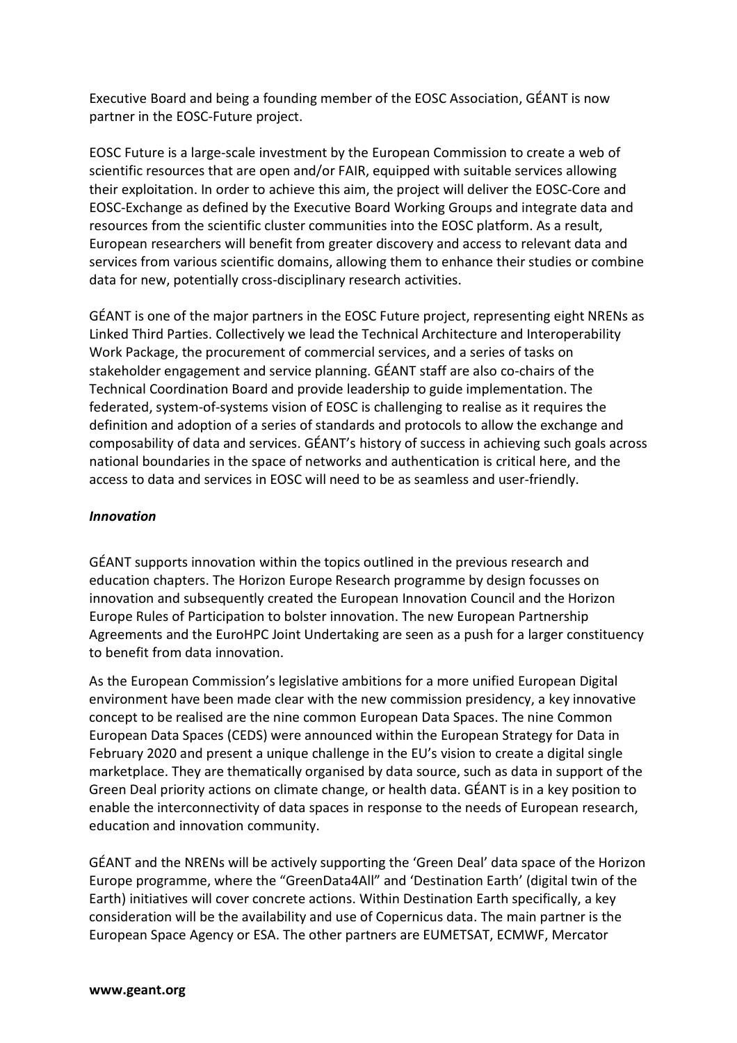Executive Board and being a founding member of the EOSC Association, GÉANT is now partner in the EOSC-Future project.

EOSC Future is a large-scale investment by the European Commission to create a web of scientific resources that are open and/or FAIR, equipped with suitable services allowing their exploitation. In order to achieve this aim, the project will deliver the EOSC-Core and EOSC-Exchange as defined by the Executive Board Working Groups and integrate data and resources from the scientific cluster communities into the EOSC platform. As a result, European researchers will benefit from greater discovery and access to relevant data and services from various scientific domains, allowing them to enhance their studies or combine data for new, potentially cross-disciplinary research activities.

GÉANT is one of the major partners in the EOSC Future project, representing eight NRENs as Linked Third Parties. Collectively we lead the Technical Architecture and Interoperability Work Package, the procurement of commercial services, and a series of tasks on stakeholder engagement and service planning. GÉANT staff are also co-chairs of the Technical Coordination Board and provide leadership to guide implementation. The federated, system-of-systems vision of EOSC is challenging to realise as it requires the definition and adoption of a series of standards and protocols to allow the exchange and composability of data and services. GÉANT's history of success in achieving such goals across national boundaries in the space of networks and authentication is critical here, and the access to data and services in EOSC will need to be as seamless and user-friendly.

***Innovation***

GÉANT supports innovation within the topics outlined in the previous research and education chapters. The Horizon Europe Research programme by design focusses on innovation and subsequently created the European Innovation Council and the Horizon Europe Rules of Participation to bolster innovation. The new European Partnership Agreements and the EuroHPC Joint Undertaking are seen as a push for a larger constituency to benefit from data innovation.

As the European Commission's legislative ambitions for a more unified European Digital environment have been made clear with the new commission presidency, a key innovative concept to be realised are the nine common European Data Spaces. The nine Common European Data Spaces (CEDS) were announced within the European Strategy for Data in February 2020 and present a unique challenge in the EU's vision to create a digital single marketplace. They are thematically organised by data source, such as data in support of the Green Deal priority actions on climate change, or health data. GÉANT is in a key position to enable the interconnectivity of data spaces in response to the needs of European research, education and innovation community.

GÉANT and the NRENs will be actively supporting the 'Green Deal' data space of the Horizon Europe programme, where the "GreenData4All" and 'Destination Earth' (digital twin of the Earth) initiatives will cover concrete actions. Within Destination Earth specifically, a key consideration will be the availability and use of Copernicus data. The main partner is the European Space Agency or ESA. The other partners are EUMETSAT, ECMWF, Mercator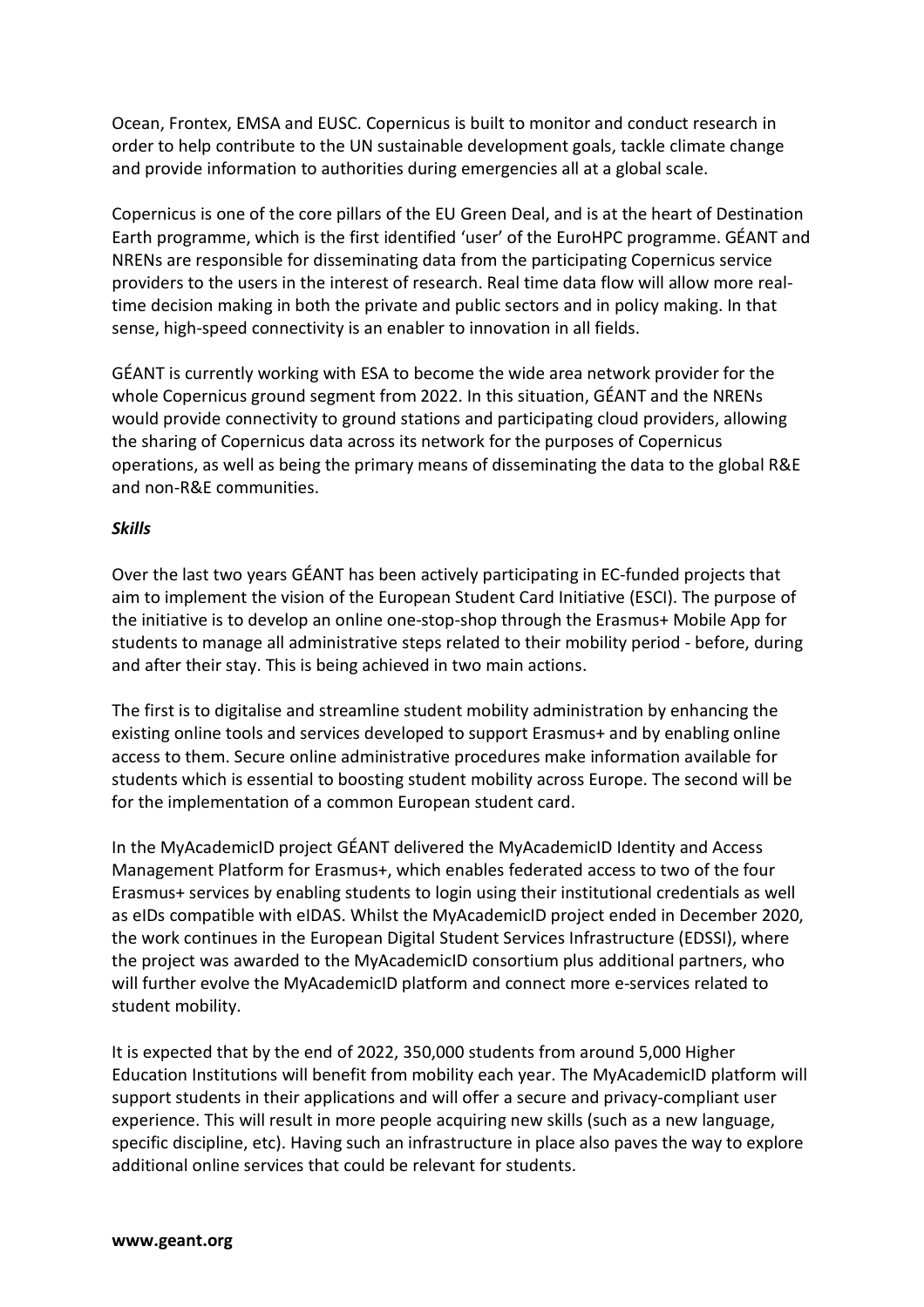Ocean, Frontex, EMSA and EUSC. Copernicus is built to monitor and conduct research in order to help contribute to the UN sustainable development goals, tackle climate change and provide information to authorities during emergencies all at a global scale.

Copernicus is one of the core pillars of the EU Green Deal, and is at the heart of Destination Earth programme, which is the first identified 'user' of the EuroHPC programme. GÉANT and NRENs are responsible for disseminating data from the participating Copernicus service providers to the users in the interest of research. Real time data flow will allow more real-time decision making in both the private and public sectors and in policy making. In that sense, high-speed connectivity is an enabler to innovation in all fields.

GÉANT is currently working with ESA to become the wide area network provider for the whole Copernicus ground segment from 2022. In this situation, GÉANT and the NRENs would provide connectivity to ground stations and participating cloud providers, allowing the sharing of Copernicus data across its network for the purposes of Copernicus operations, as well as being the primary means of disseminating the data to the global R&E and non-R&E communities.

***Skills***

Over the last two years GÉANT has been actively participating in EC-funded projects that aim to implement the vision of the European Student Card Initiative (ESCI). The purpose of the initiative is to develop an online one-stop-shop through the Erasmus+ Mobile App for students to manage all administrative steps related to their mobility period - before, during and after their stay. This is being achieved in two main actions.

The first is to digitalise and streamline student mobility administration by enhancing the existing online tools and services developed to support Erasmus+ and by enabling online access to them. Secure online administrative procedures make information available for students which is essential to boosting student mobility across Europe. The second will be for the implementation of a common European student card.

In the MyAcademicID project GÉANT delivered the MyAcademicID Identity and Access Management Platform for Erasmus+, which enables federated access to two of the four Erasmus+ services by enabling students to login using their institutional credentials as well as eIDs compatible with eIDAS. Whilst the MyAcademicID project ended in December 2020, the work continues in the European Digital Student Services Infrastructure (EDSSI), where the project was awarded to the MyAcademicID consortium plus additional partners, who will further evolve the MyAcademicID platform and connect more e-services related to student mobility.

It is expected that by the end of 2022, 350,000 students from around 5,000 Higher Education Institutions will benefit from mobility each year. The MyAcademicID platform will support students in their applications and will offer a secure and privacy-compliant user experience. This will result in more people acquiring new skills (such as a new language, specific discipline, etc). Having such an infrastructure in place also paves the way to explore additional online services that could be relevant for students.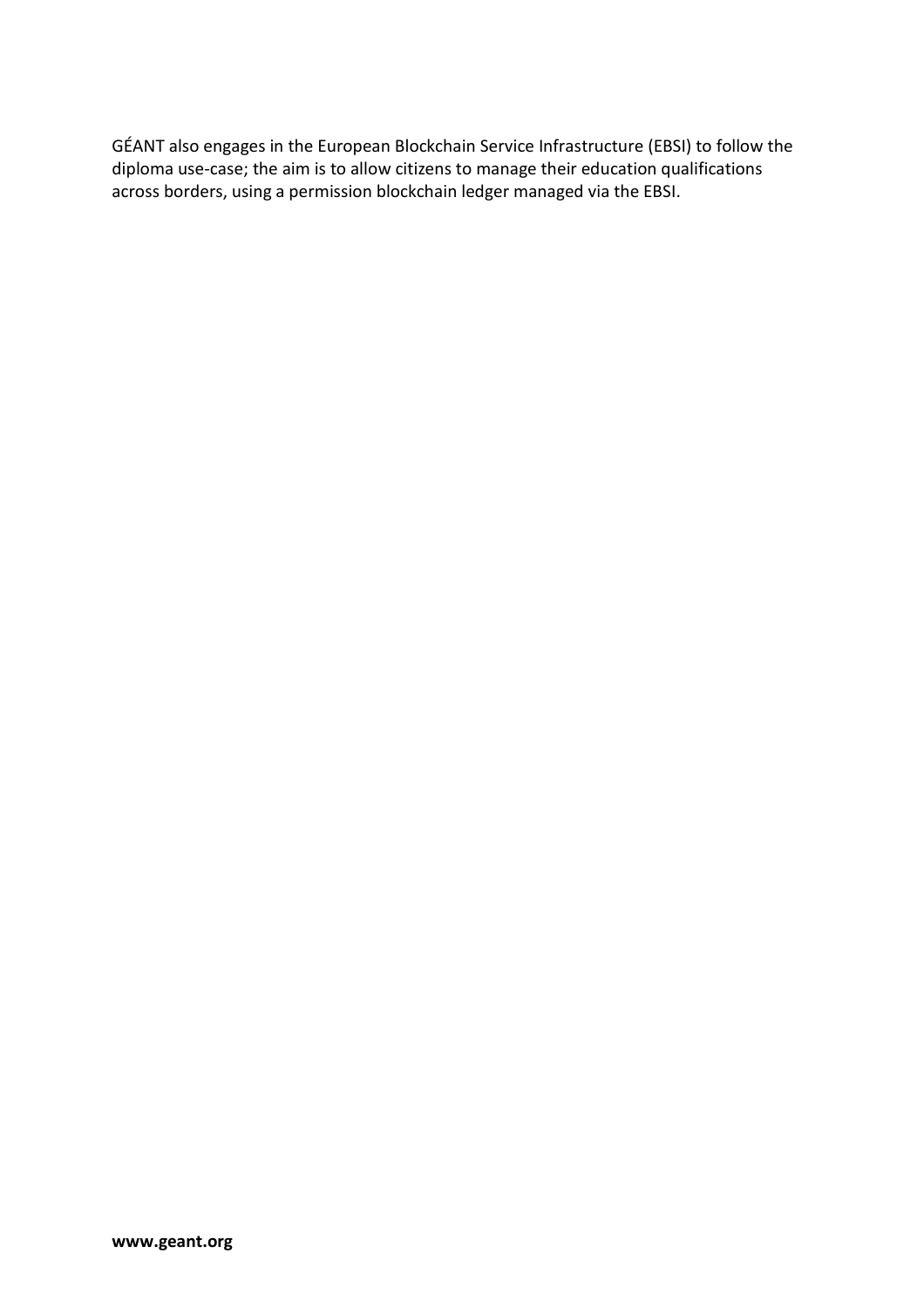GÉANT also engages in the European Blockchain Service Infrastructure (EBSI) to follow the diploma use-case; the aim is to allow citizens to manage their education qualifications across borders, using a permission blockchain ledger managed via the EBSI.